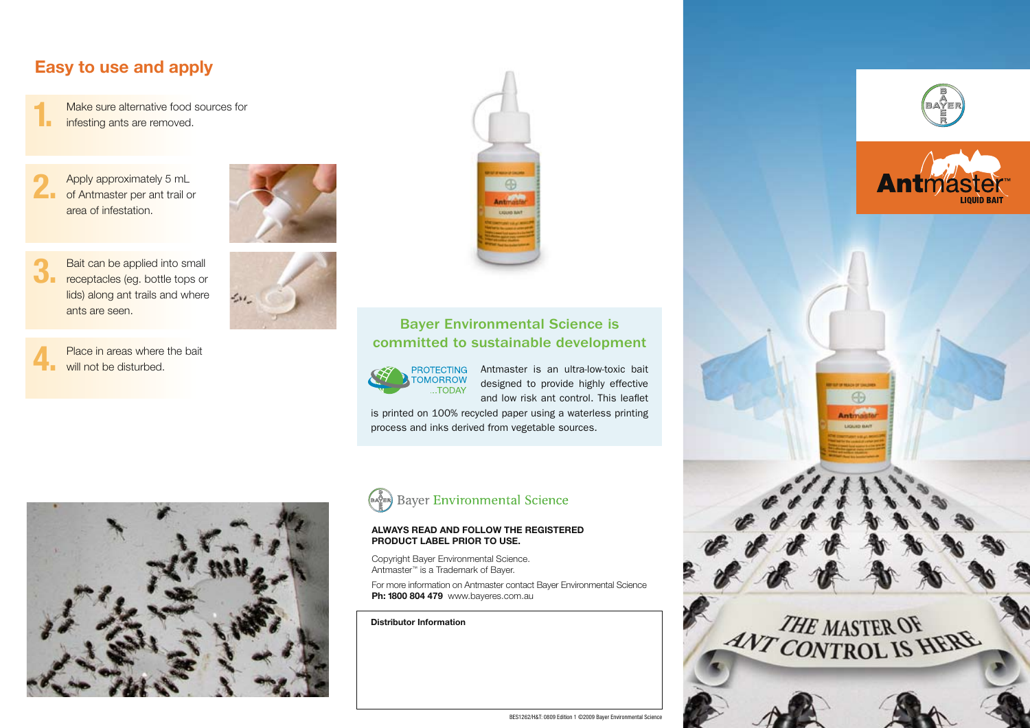## Easy to use and apply

1. Make sure alternative food sources for infesting ants are removed.
2. Apply approximately 5 mL of Antmaster per ant trail or area of infestation.
3. Bait can be applied into small receptacles (eg. bottle tops or lids) along ant trails and where ants are seen.
4. Place in areas where the bait will not be disturbed.

### Bayer Environmental Science is committed to sustainable development

PROTECTING TOMORROW ...TODAY

Antmaster is an ultra-low-toxic bait designed to provide highly effective and low risk ant control. This leaflet is printed on 100% recycled paper using a waterless printing process and inks derived from vegetable sources.

Bayer Environmental Science

**ALWAYS READ AND FOLLOW THE REGISTERED PRODUCT LABEL PRIOR TO USE.**

Copyright Bayer Environmental Science.
Antmaster™ is a Trademark of Bayer.

For more information on Antmaster contact Bayer Environmental Science
**Ph: 1800 804 479** www.bayeres.com.au

**Distributor Information**

BES1262/H&T: 0809 Edition 1 ©2009 Bayer Environmental Science

BAYER

**Antmaster™**
LIQUID BAIT

THE MASTER OF ANT CONTROL IS HERE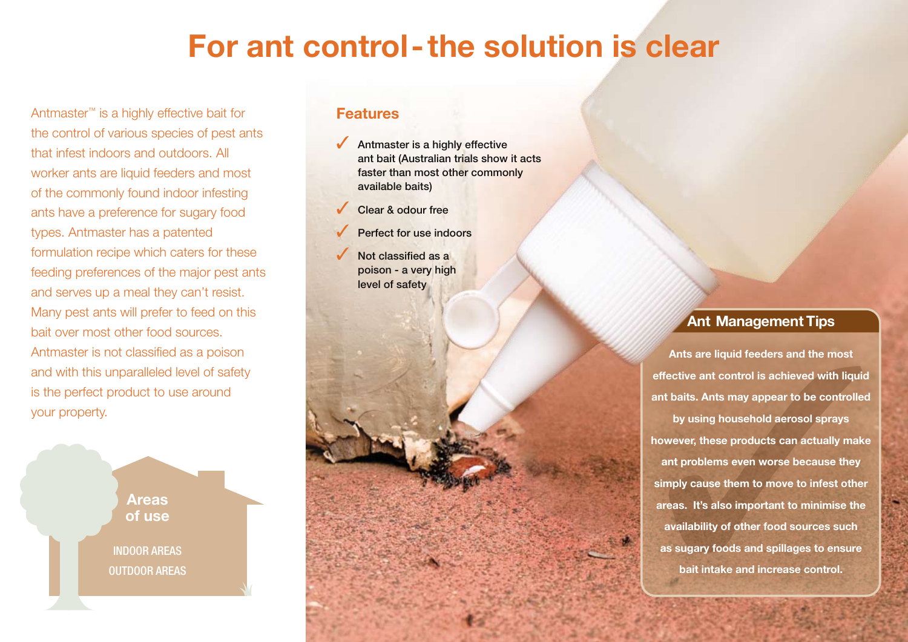# For ant control - the solution is clear

Antmaster™ is a highly effective bait for the control of various species of pest ants that infest indoors and outdoors. All worker ants are liquid feeders and most of the commonly found indoor infesting ants have a preference for sugary food types. Antmaster has a patented formulation recipe which caters for these feeding preferences of the major pest ants and serves up a meal they can't resist. Many pest ants will prefer to feed on this bait over most other food sources. Antmaster is not classified as a poison and with this unparalleled level of safety is the perfect product to use around your property.

**Areas of use**

INDOOR AREAS
OUTDOOR AREAS

## Features

- ✓ Antmaster is a highly effective ant bait (Australian trials show it acts faster than most other commonly available baits)
- ✓ Clear & odour free
- ✓ Perfect for use indoors
- ✓ Not classified as a poison - a very high level of safety

## Ant Management Tips

**Ants are liquid feeders and the most effective ant control is achieved with liquid ant baits. Ants may appear to be controlled by using household aerosol sprays however, these products can actually make ant problems even worse because they simply cause them to move to infest other areas. It's also important to minimise the availability of other food sources such as sugary foods and spillages to ensure bait intake and increase control.**